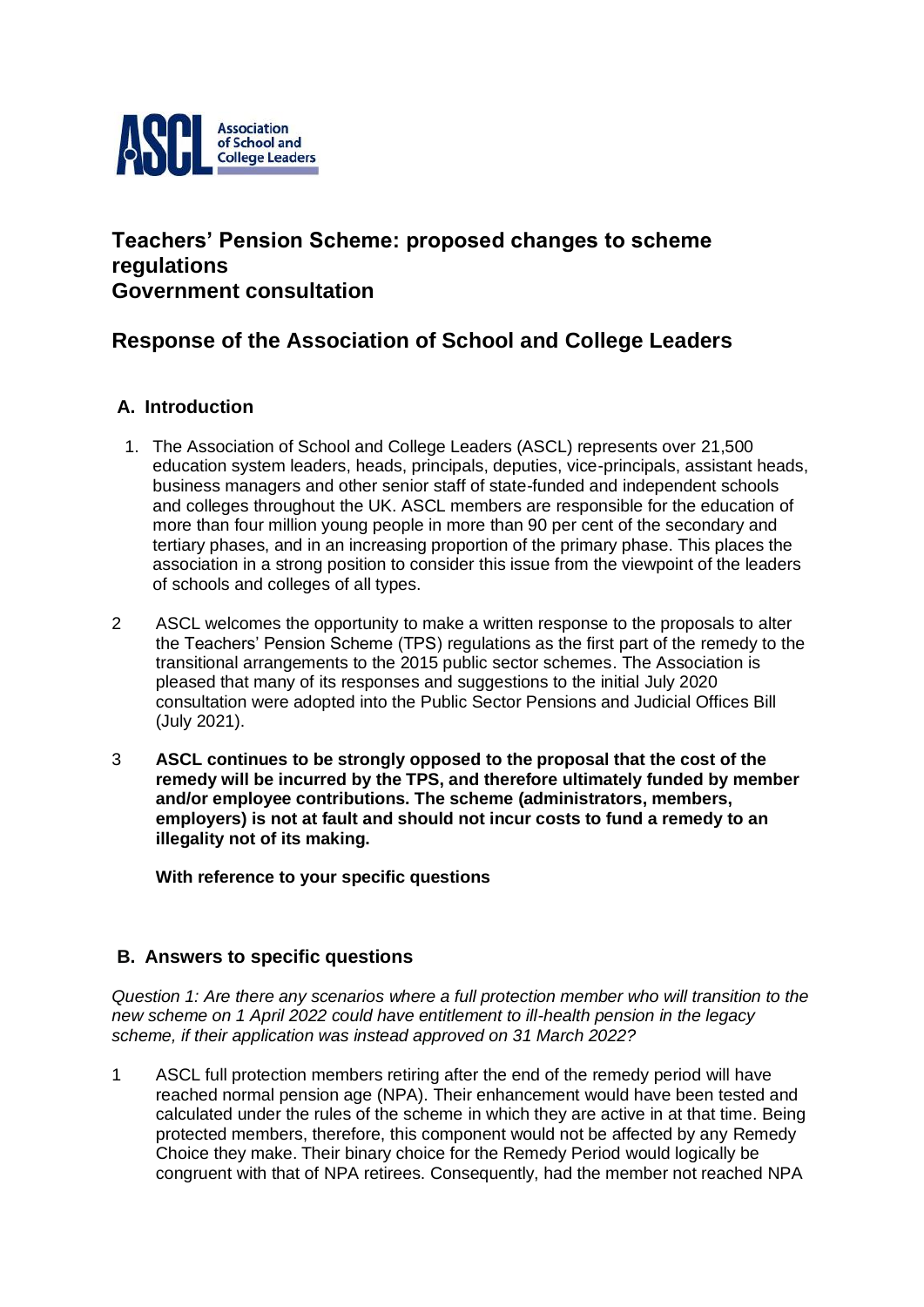**Association of School and College Leaders**

# Teachers' Pension Scheme: proposed changes to scheme regulations
# Government consultation

## Response of the Association of School and College Leaders

### A. Introduction

1. The Association of School and College Leaders (ASCL) represents over 21,500 education system leaders, heads, principals, deputies, vice-principals, assistant heads, business managers and other senior staff of state-funded and independent schools and colleges throughout the UK. ASCL members are responsible for the education of more than four million young people in more than 90 per cent of the secondary and tertiary phases, and in an increasing proportion of the primary phase. This places the association in a strong position to consider this issue from the viewpoint of the leaders of schools and colleges of all types.

2 ASCL welcomes the opportunity to make a written response to the proposals to alter the Teachers' Pension Scheme (TPS) regulations as the first part of the remedy to the transitional arrangements to the 2015 public sector schemes. The Association is pleased that many of its responses and suggestions to the initial July 2020 consultation were adopted into the Public Sector Pensions and Judicial Offices Bill (July 2021).

3 **ASCL continues to be strongly opposed to the proposal that the cost of the remedy will be incurred by the TPS, and therefore ultimately funded by member and/or employee contributions. The scheme (administrators, members, employers) is not at fault and should not incur costs to fund a remedy to an illegality not of its making.**

**With reference to your specific questions**

### B. Answers to specific questions

*Question 1: Are there any scenarios where a full protection member who will transition to the new scheme on 1 April 2022 could have entitlement to ill-health pension in the legacy scheme, if their application was instead approved on 31 March 2022?*

1 ASCL full protection members retiring after the end of the remedy period will have reached normal pension age (NPA). Their enhancement would have been tested and calculated under the rules of the scheme in which they are active in at that time. Being protected members, therefore, this component would not be affected by any Remedy Choice they make. Their binary choice for the Remedy Period would logically be congruent with that of NPA retirees. Consequently, had the member not reached NPA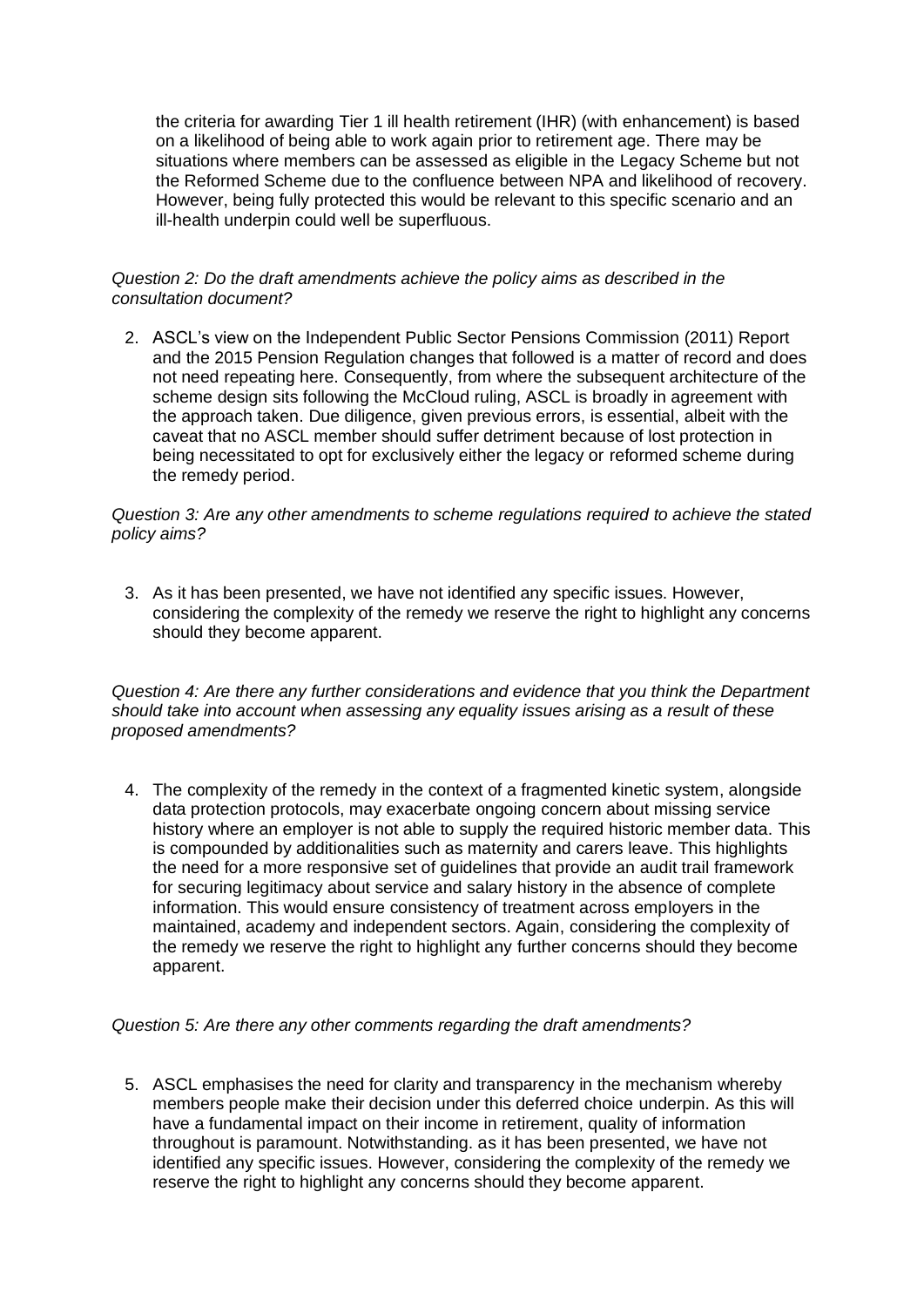the criteria for awarding Tier 1 ill health retirement (IHR) (with enhancement) is based on a likelihood of being able to work again prior to retirement age. There may be situations where members can be assessed as eligible in the Legacy Scheme but not the Reformed Scheme due to the confluence between NPA and likelihood of recovery. However, being fully protected this would be relevant to this specific scenario and an ill-health underpin could well be superfluous.

*Question 2: Do the draft amendments achieve the policy aims as described in the consultation document?*

2. ASCL's view on the Independent Public Sector Pensions Commission (2011) Report and the 2015 Pension Regulation changes that followed is a matter of record and does not need repeating here. Consequently, from where the subsequent architecture of the scheme design sits following the McCloud ruling, ASCL is broadly in agreement with the approach taken. Due diligence, given previous errors, is essential, albeit with the caveat that no ASCL member should suffer detriment because of lost protection in being necessitated to opt for exclusively either the legacy or reformed scheme during the remedy period.

*Question 3: Are any other amendments to scheme regulations required to achieve the stated policy aims?*

3. As it has been presented, we have not identified any specific issues. However, considering the complexity of the remedy we reserve the right to highlight any concerns should they become apparent.

*Question 4: Are there any further considerations and evidence that you think the Department should take into account when assessing any equality issues arising as a result of these proposed amendments?*

4. The complexity of the remedy in the context of a fragmented kinetic system, alongside data protection protocols, may exacerbate ongoing concern about missing service history where an employer is not able to supply the required historic member data. This is compounded by additionalities such as maternity and carers leave. This highlights the need for a more responsive set of guidelines that provide an audit trail framework for securing legitimacy about service and salary history in the absence of complete information. This would ensure consistency of treatment across employers in the maintained, academy and independent sectors. Again, considering the complexity of the remedy we reserve the right to highlight any further concerns should they become apparent.

*Question 5: Are there any other comments regarding the draft amendments?*

5. ASCL emphasises the need for clarity and transparency in the mechanism whereby members people make their decision under this deferred choice underpin. As this will have a fundamental impact on their income in retirement, quality of information throughout is paramount. Notwithstanding. as it has been presented, we have not identified any specific issues. However, considering the complexity of the remedy we reserve the right to highlight any concerns should they become apparent.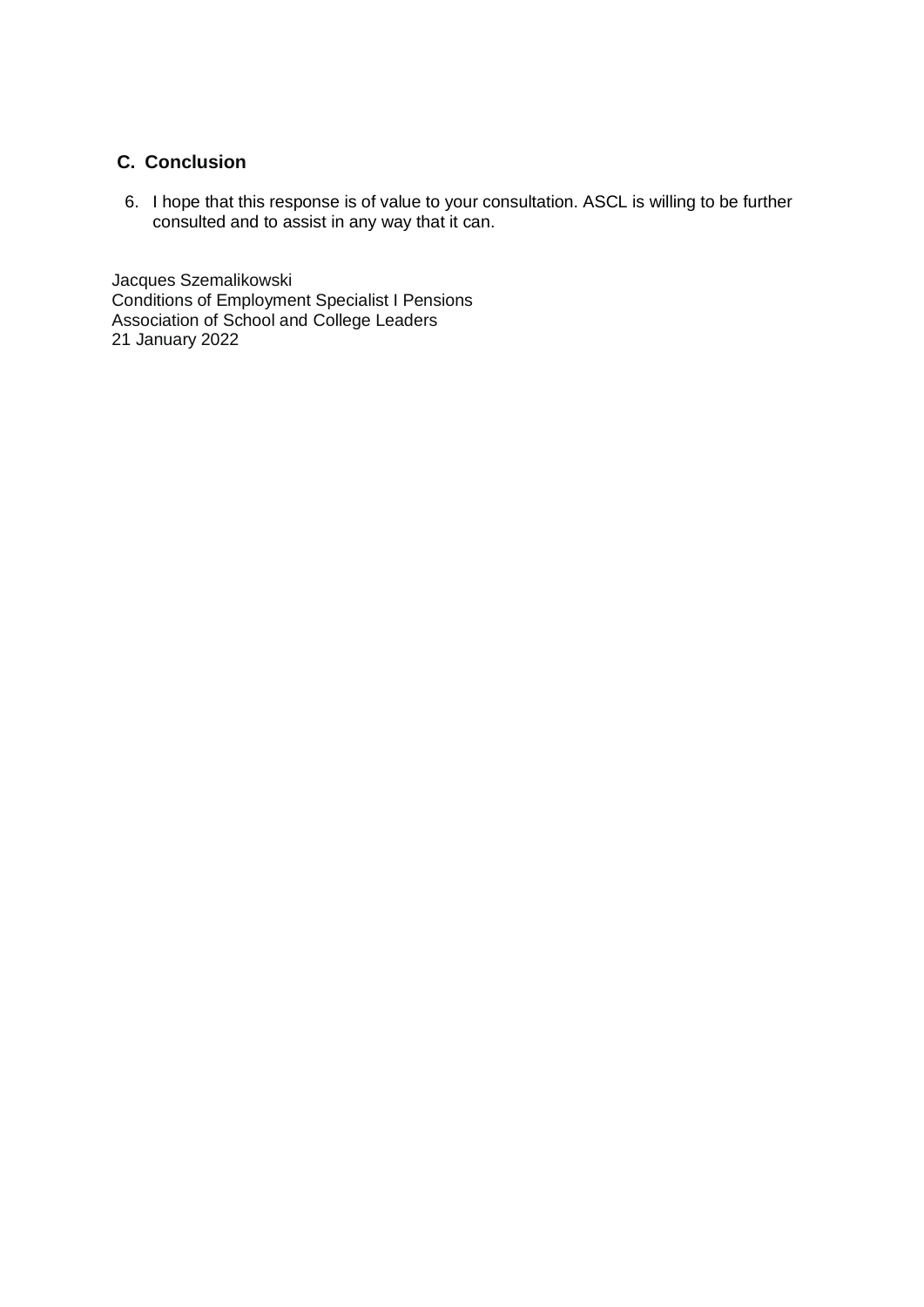## C. Conclusion

6. I hope that this response is of value to your consultation. ASCL is willing to be further consulted and to assist in any way that it can.

Jacques Szemalikowski  
Conditions of Employment Specialist I Pensions  
Association of School and College Leaders  
21 January 2022